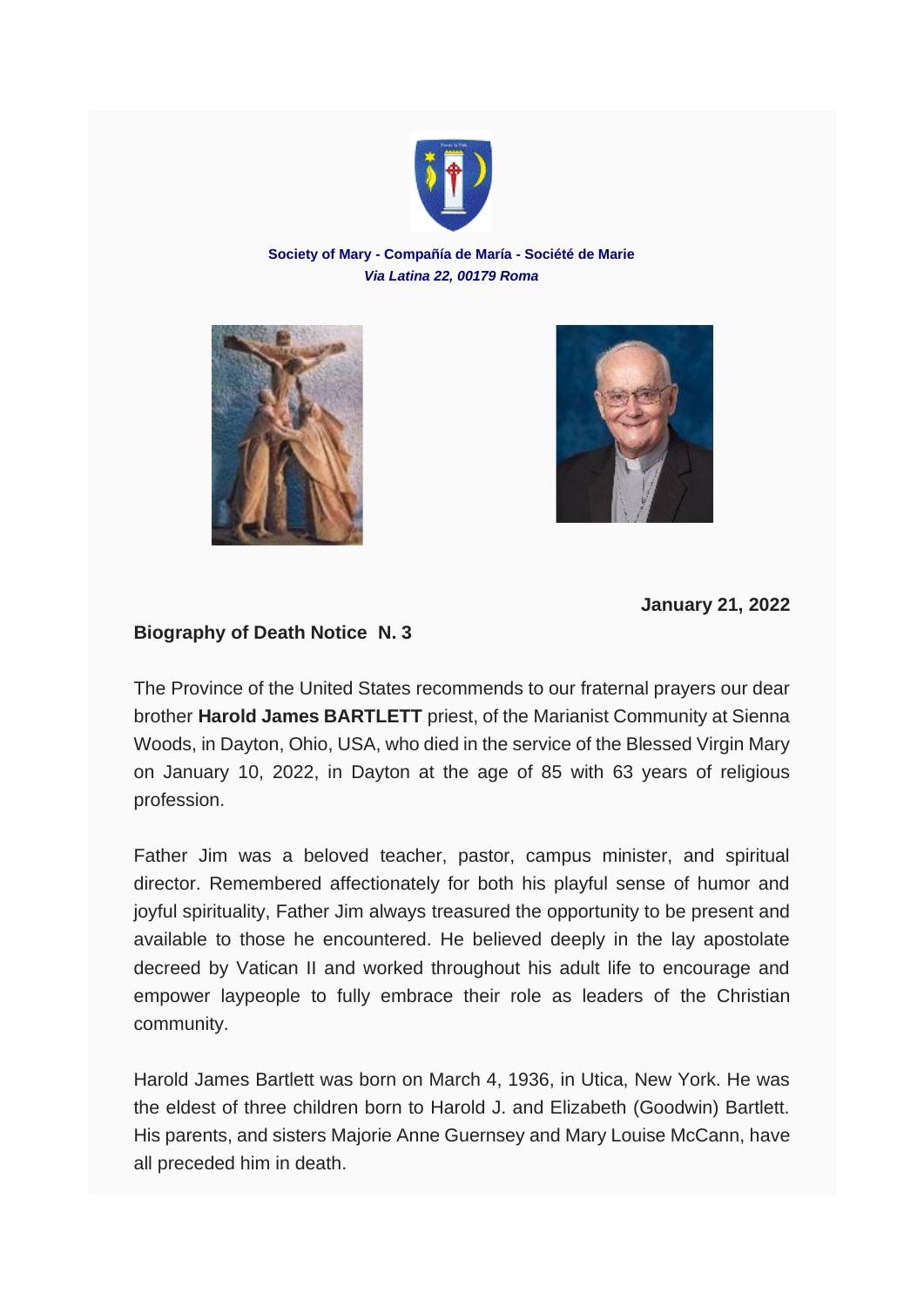**Society of Mary - Compañía de María - Société de Marie**
***Via Latina 22, 00179 Roma***

**January 21, 2022**

**Biography of Death Notice N. 3**

The Province of the United States recommends to our fraternal prayers our dear brother **Harold James BARTLETT** priest, of the Marianist Community at Sienna Woods, in Dayton, Ohio, USA, who died in the service of the Blessed Virgin Mary on January 10, 2022, in Dayton at the age of 85 with 63 years of religious profession.

Father Jim was a beloved teacher, pastor, campus minister, and spiritual director. Remembered affectionately for both his playful sense of humor and joyful spirituality, Father Jim always treasured the opportunity to be present and available to those he encountered. He believed deeply in the lay apostolate decreed by Vatican II and worked throughout his adult life to encourage and empower laypeople to fully embrace their role as leaders of the Christian community.

Harold James Bartlett was born on March 4, 1936, in Utica, New York. He was the eldest of three children born to Harold J. and Elizabeth (Goodwin) Bartlett. His parents, and sisters Majorie Anne Guernsey and Mary Louise McCann, have all preceded him in death.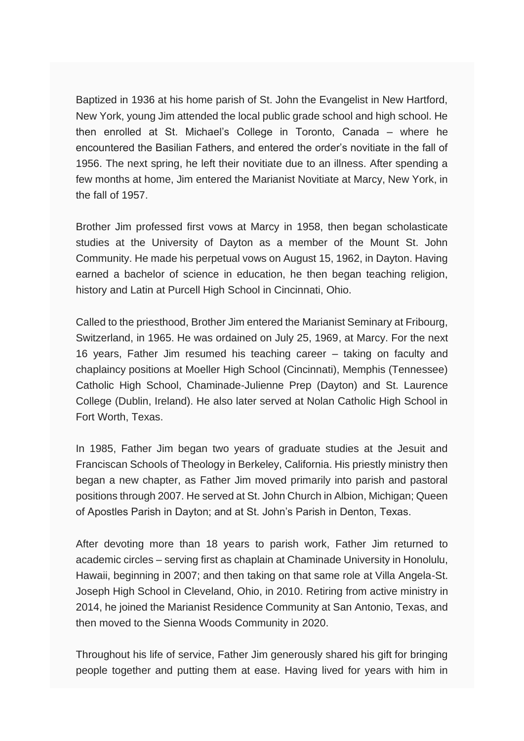Baptized in 1936 at his home parish of St. John the Evangelist in New Hartford, New York, young Jim attended the local public grade school and high school. He then enrolled at St. Michael's College in Toronto, Canada – where he encountered the Basilian Fathers, and entered the order's novitiate in the fall of 1956. The next spring, he left their novitiate due to an illness. After spending a few months at home, Jim entered the Marianist Novitiate at Marcy, New York, in the fall of 1957.

Brother Jim professed first vows at Marcy in 1958, then began scholasticate studies at the University of Dayton as a member of the Mount St. John Community. He made his perpetual vows on August 15, 1962, in Dayton. Having earned a bachelor of science in education, he then began teaching religion, history and Latin at Purcell High School in Cincinnati, Ohio.

Called to the priesthood, Brother Jim entered the Marianist Seminary at Fribourg, Switzerland, in 1965. He was ordained on July 25, 1969, at Marcy. For the next 16 years, Father Jim resumed his teaching career – taking on faculty and chaplaincy positions at Moeller High School (Cincinnati), Memphis (Tennessee) Catholic High School, Chaminade-Julienne Prep (Dayton) and St. Laurence College (Dublin, Ireland). He also later served at Nolan Catholic High School in Fort Worth, Texas.

In 1985, Father Jim began two years of graduate studies at the Jesuit and Franciscan Schools of Theology in Berkeley, California. His priestly ministry then began a new chapter, as Father Jim moved primarily into parish and pastoral positions through 2007. He served at St. John Church in Albion, Michigan; Queen of Apostles Parish in Dayton; and at St. John's Parish in Denton, Texas.

After devoting more than 18 years to parish work, Father Jim returned to academic circles – serving first as chaplain at Chaminade University in Honolulu, Hawaii, beginning in 2007; and then taking on that same role at Villa Angela-St. Joseph High School in Cleveland, Ohio, in 2010. Retiring from active ministry in 2014, he joined the Marianist Residence Community at San Antonio, Texas, and then moved to the Sienna Woods Community in 2020.

Throughout his life of service, Father Jim generously shared his gift for bringing people together and putting them at ease. Having lived for years with him in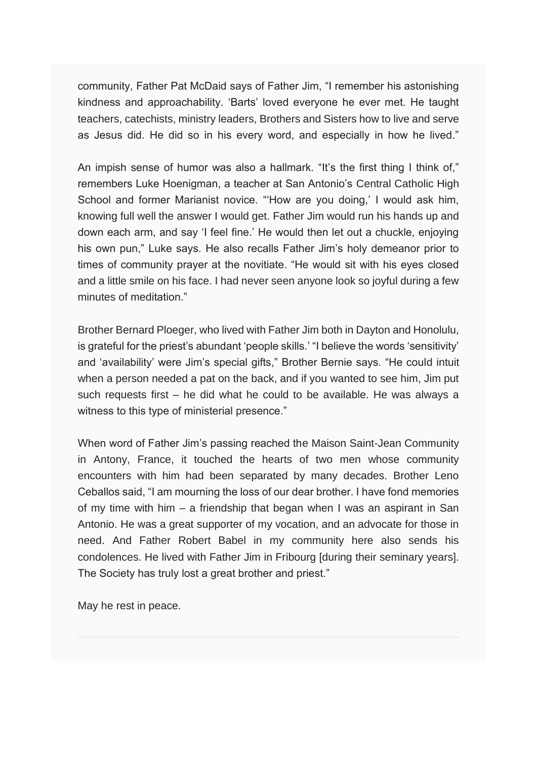community, Father Pat McDaid says of Father Jim, "I remember his astonishing kindness and approachability. 'Barts' loved everyone he ever met. He taught teachers, catechists, ministry leaders, Brothers and Sisters how to live and serve as Jesus did. He did so in his every word, and especially in how he lived."

An impish sense of humor was also a hallmark. "It's the first thing I think of," remembers Luke Hoenigman, a teacher at San Antonio's Central Catholic High School and former Marianist novice. "'How are you doing,' I would ask him, knowing full well the answer I would get. Father Jim would run his hands up and down each arm, and say 'I feel fine.' He would then let out a chuckle, enjoying his own pun," Luke says. He also recalls Father Jim's holy demeanor prior to times of community prayer at the novitiate. "He would sit with his eyes closed and a little smile on his face. I had never seen anyone look so joyful during a few minutes of meditation."

Brother Bernard Ploeger, who lived with Father Jim both in Dayton and Honolulu, is grateful for the priest's abundant 'people skills.' "I believe the words 'sensitivity' and 'availability' were Jim's special gifts," Brother Bernie says. "He could intuit when a person needed a pat on the back, and if you wanted to see him, Jim put such requests first – he did what he could to be available. He was always a witness to this type of ministerial presence."

When word of Father Jim's passing reached the Maison Saint-Jean Community in Antony, France, it touched the hearts of two men whose community encounters with him had been separated by many decades. Brother Leno Ceballos said, "I am mourning the loss of our dear brother. I have fond memories of my time with him – a friendship that began when I was an aspirant in San Antonio. He was a great supporter of my vocation, and an advocate for those in need. And Father Robert Babel in my community here also sends his condolences. He lived with Father Jim in Fribourg [during their seminary years]. The Society has truly lost a great brother and priest."

May he rest in peace.